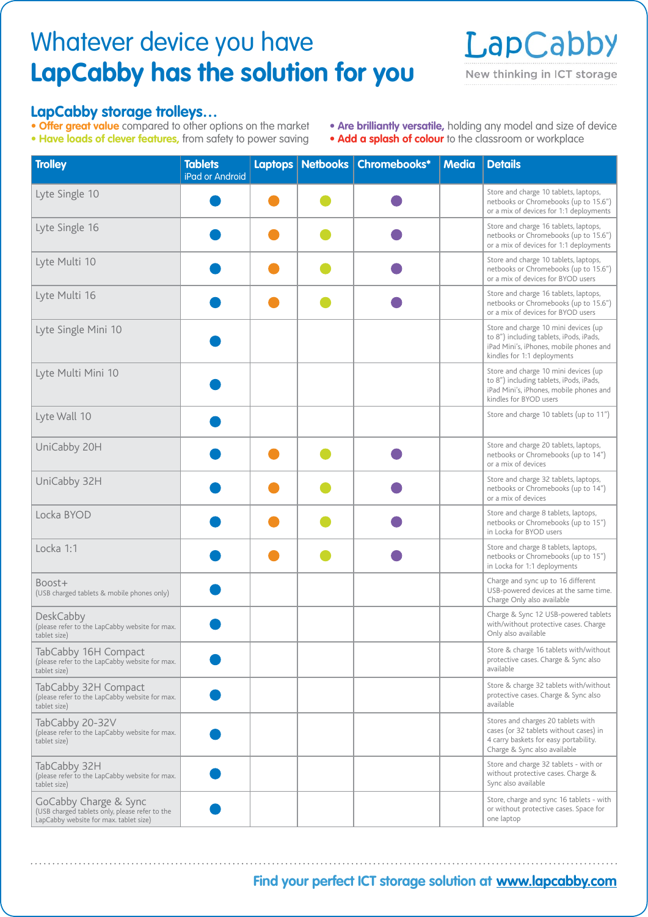# Whatever device you have

# LapCabby has the solution for you

LapCabby
New thinking in ICT storage

## LapCabby storage trolleys…

- **Offer great value** compared to other options on the market
- **Have loads of clever features,** from safety to power saving
- **Are brilliantly versatile,** holding any model and size of device
- **Add a splash of colour** to the classroom or workplace

| Trolley | Tablets iPad or Android | Laptops | Netbooks | Chromebooks* | Media | Details |
|---|---|---|---|---|---|---|
| Lyte Single 10 | ● | ● | ● | ● | | Store and charge 10 tablets, laptops, netbooks or Chromebooks (up to 15.6") or a mix of devices for 1:1 deployments |
| Lyte Single 16 | ● | ● | ● | ● | | Store and charge 16 tablets, laptops, netbooks or Chromebooks (up to 15.6") or a mix of devices for 1:1 deployments |
| Lyte Multi 10 | ● | ● | ● | ● | | Store and charge 10 tablets, laptops, netbooks or Chromebooks (up to 15.6") or a mix of devices for BYOD users |
| Lyte Multi 16 | ● | ● | ● | ● | | Store and charge 16 tablets, laptops, netbooks or Chromebooks (up to 15.6") or a mix of devices for BYOD users |
| Lyte Single Mini 10 | ● | | | | | Store and charge 10 mini devices (up to 8") including tablets, iPods, iPads, iPad Mini's, iPhones, mobile phones and kindles for 1:1 deployments |
| Lyte Multi Mini 10 | ● | | | | | Store and charge 10 mini devices (up to 8") including tablets, iPods, iPads, iPad Mini's, iPhones, mobile phones and kindles for BYOD users |
| Lyte Wall 10 | ● | | | | | Store and charge 10 tablets (up to 11") |
| UniCabby 20H | ● | ● | ● | ● | | Store and charge 20 tablets, laptops, netbooks or Chromebooks (up to 14") or a mix of devices |
| UniCabby 32H | ● | ● | ● | ● | | Store and charge 32 tablets, laptops, netbooks or Chromebooks (up to 14") or a mix of devices |
| Locka BYOD | ● | ● | ● | ● | | Store and charge 8 tablets, laptops, netbooks or Chromebooks (up to 15") in Locka for BYOD users |
| Locka 1:1 | ● | ● | ● | ● | | Store and charge 8 tablets, laptops, netbooks or Chromebooks (up to 15") in Locka for 1:1 deployments |
| Boost+ (USB charged tablets & mobile phones only) | ● | | | | | Charge and sync up to 16 different USB-powered devices at the same time. Charge Only also available |
| DeskCabby (please refer to the LapCabby website for max. tablet size) | ● | | | | | Charge & Sync 12 USB-powered tablets with/without protective cases. Charge Only also available |
| TabCabby 16H Compact (please refer to the LapCabby website for max. tablet size) | ● | | | | | Store & charge 16 tablets with/without protective cases. Charge & Sync also available |
| TabCabby 32H Compact (please refer to the LapCabby website for max. tablet size) | ● | | | | | Store & charge 32 tablets with/without protective cases. Charge & Sync also available |
| TabCabby 20-32V (please refer to the LapCabby website for max. tablet size) | ● | | | | | Stores and charges 20 tablets with cases (or 32 tablets without cases) in 4 carry baskets for easy portability. Charge & Sync also available |
| TabCabby 32H (please refer to the LapCabby website for max. tablet size) | ● | | | | | Store and charge 32 tablets - with or without protective cases. Charge & Sync also available |
| GoCabby Charge & Sync (USB charged tablets only, please refer to the LapCabby website for max. tablet size) | ● | | | | | Store, charge and sync 16 tablets - with or without protective cases. Space for one laptop |

**Find your perfect ICT storage solution at www.lapcabby.com**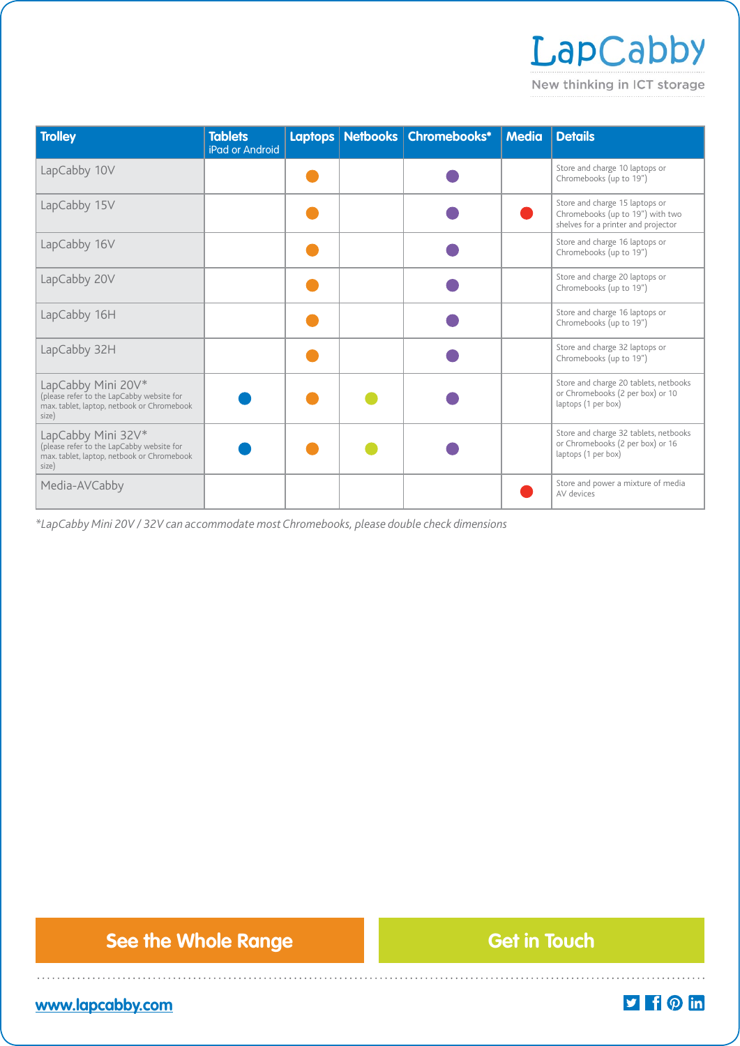LapCabby

New thinking in ICT storage

| Trolley | Tablets iPad or Android | Laptops | Netbooks | Chromebooks* | Media | Details |
|---|---|---|---|---|---|---|
| LapCabby 10V | | ● | | ● | | Store and charge 10 laptops or Chromebooks (up to 19") |
| LapCabby 15V | | ● | | ● | ● | Store and charge 15 laptops or Chromebooks (up to 19") with two shelves for a printer and projector |
| LapCabby 16V | | ● | | ● | | Store and charge 16 laptops or Chromebooks (up to 19") |
| LapCabby 20V | | ● | | ● | | Store and charge 20 laptops or Chromebooks (up to 19") |
| LapCabby 16H | | ● | | ● | | Store and charge 16 laptops or Chromebooks (up to 19") |
| LapCabby 32H | | ● | | ● | | Store and charge 32 laptops or Chromebooks (up to 19") |
| LapCabby Mini 20V* (please refer to the LapCabby website for max. tablet, laptop, netbook or Chromebook size) | ● | ● | ● | ● | | Store and charge 20 tablets, netbooks or Chromebooks (2 per box) or 10 laptops (1 per box) |
| LapCabby Mini 32V* (please refer to the LapCabby website for max. tablet, laptop, netbook or Chromebook size) | ● | ● | ● | ● | | Store and charge 32 tablets, netbooks or Chromebooks (2 per box) or 16 laptops (1 per box) |
| Media-AVCabby | | | | | ● | Store and power a mixture of media AV devices |

*\*LapCabby Mini 20V / 32V can accommodate most Chromebooks, please double check dimensions*

**See the Whole Range**

**Get in Touch**

www.lapcabby.com